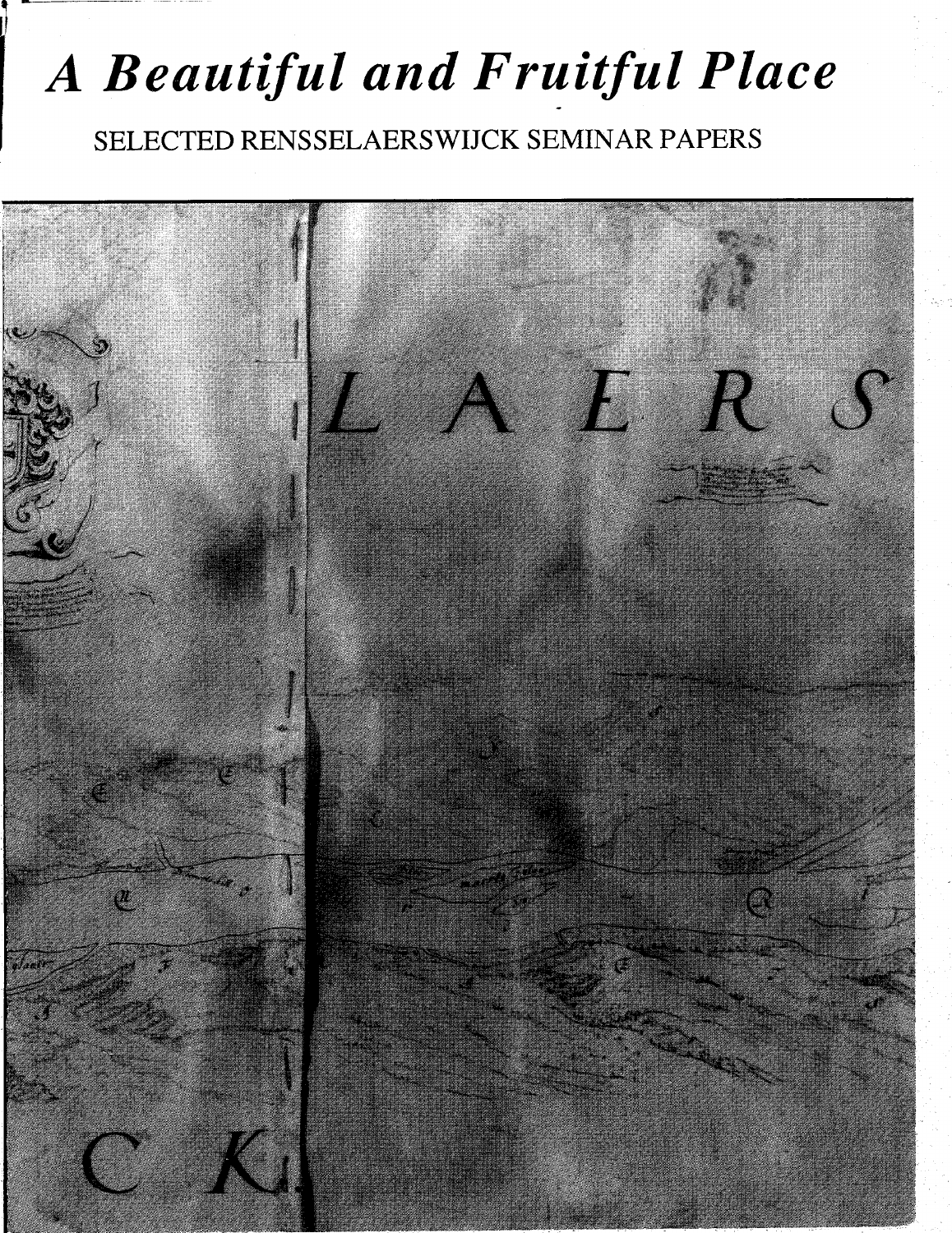# *A Beautiful and Fruitful Place*

SELECTED RENSSELAERSWIJCK SEMINAR PAPERS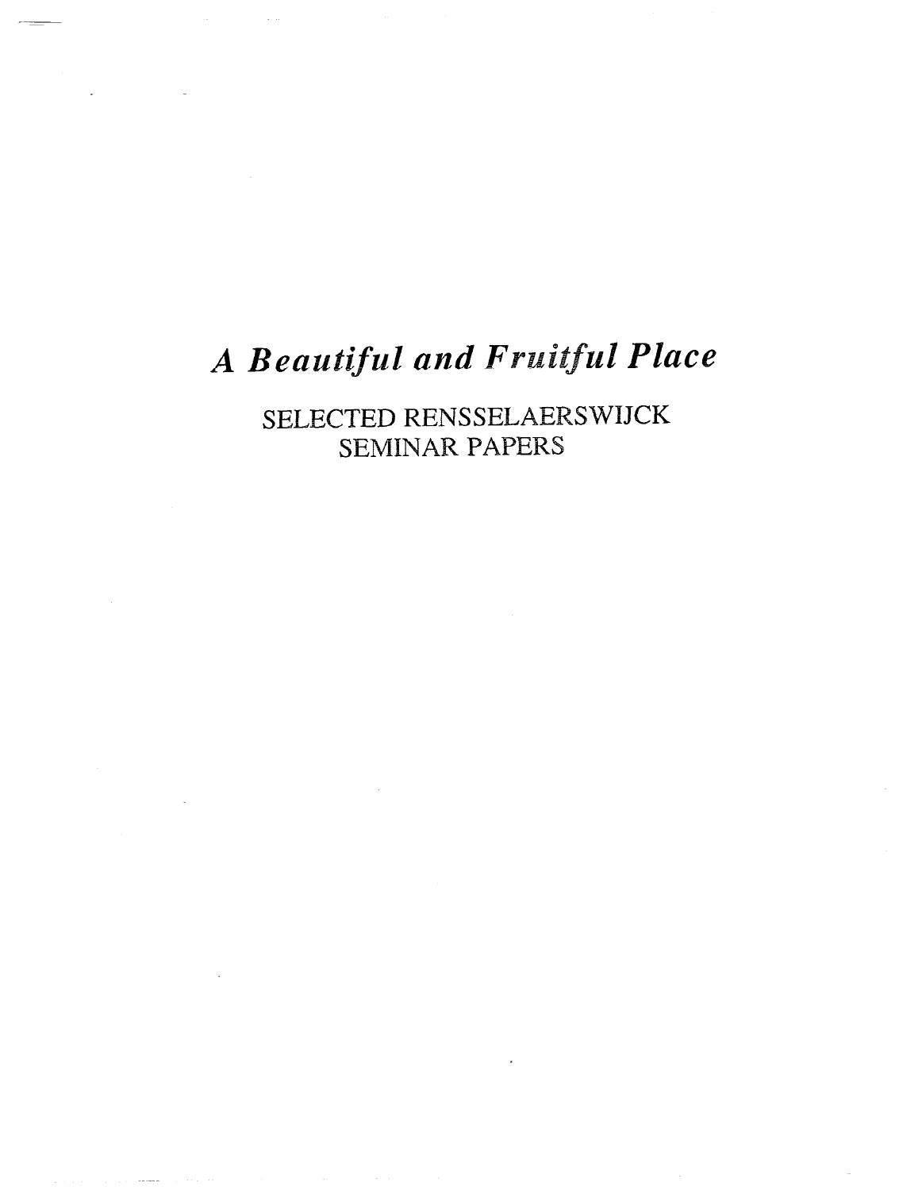# *A Beautiful and Fruitful Place*

SELECTED RENSSELAERSWIJCK SEMINAR PAPERS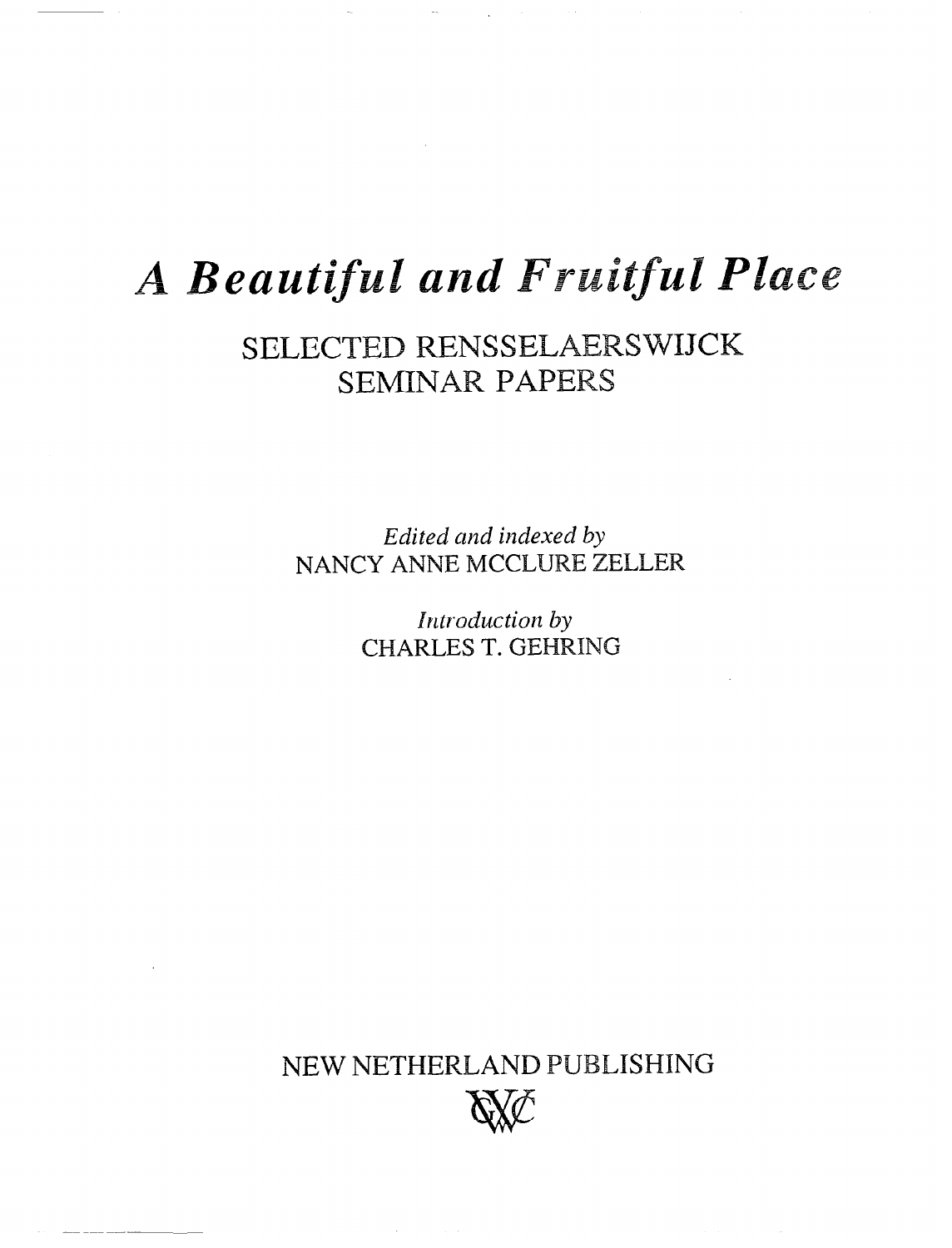# *A Beautiful and Fruitful Place*

## SELECTED RENSSELAERSWIJCK SEMINAR PAPERS

*Edited and indexed by*
NANCY ANNE MCCLURE ZELLER

*Introduction by*
CHARLES T. GEHRING

NEW NETHERLAND PUBLISHING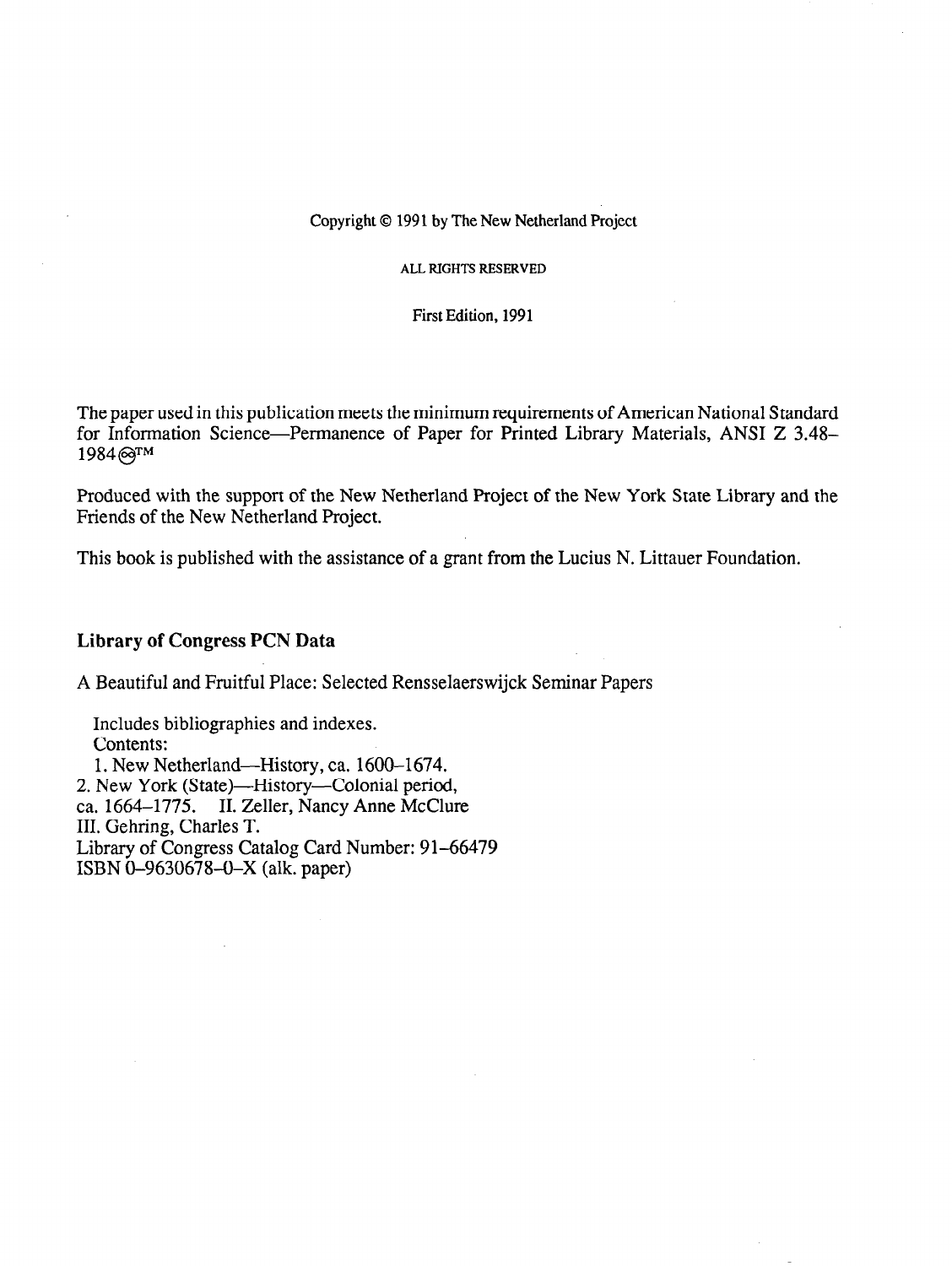Copyright © 1991 by The New Netherland Project

ALL RIGHTS RESERVED

First Edition, 1991

The paper used in this publication meets the minimum requirements of American National Standard for Information Science—Permanence of Paper for Printed Library Materials, ANSI Z 3.48–1984 ∞™

Produced with the support of the New Netherland Project of the New York State Library and the Friends of the New Netherland Project.

This book is published with the assistance of a grant from the Lucius N. Littauer Foundation.

**Library of Congress PCN Data**

A Beautiful and Fruitful Place: Selected Rensselaerswijck Seminar Papers

Includes bibliographies and indexes.
Contents:
1. New Netherland—History, ca. 1600–1674.
2. New York (State)—History—Colonial period, ca. 1664–1775. II. Zeller, Nancy Anne McClure
III. Gehring, Charles T.
Library of Congress Catalog Card Number: 91–66479
ISBN 0–9630678–0–X (alk. paper)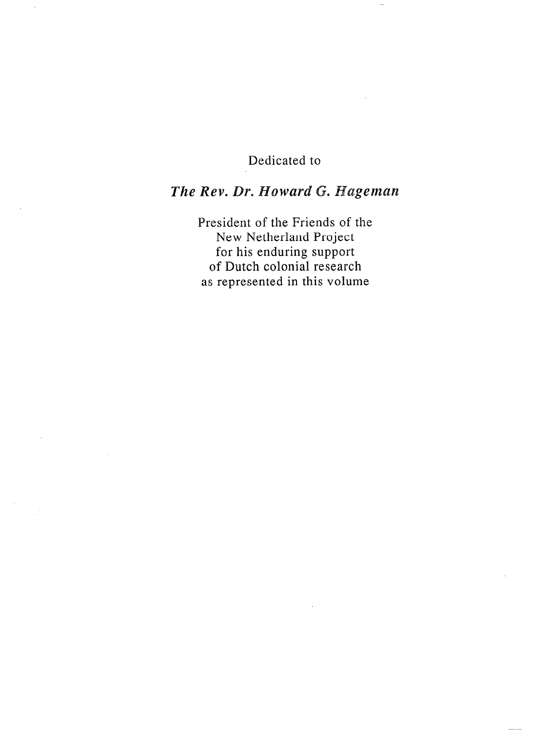Dedicated to

***The Rev. Dr. Howard G. Hageman***

President of the Friends of the
New Netherland Project
for his enduring support
of Dutch colonial research
as represented in this volume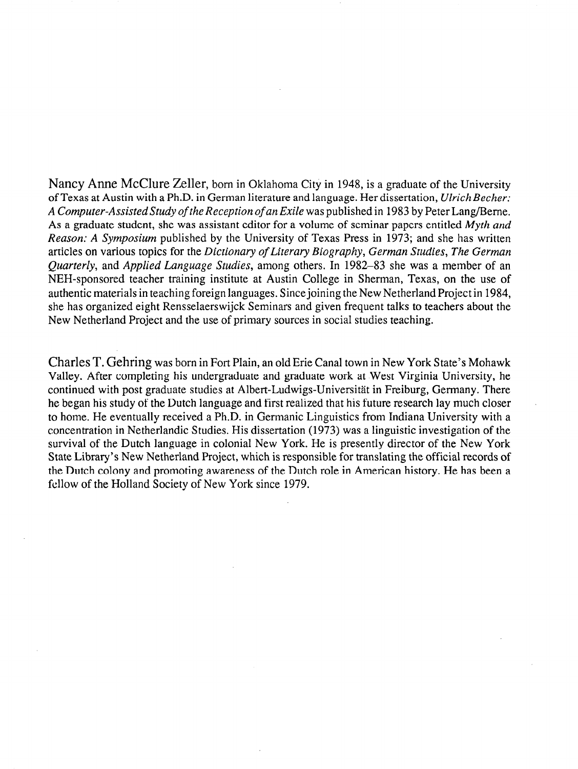Nancy Anne McClure Zeller, born in Oklahoma City in 1948, is a graduate of the University of Texas at Austin with a Ph.D. in German literature and language. Her dissertation, *Ulrich Becher: A Computer-Assisted Study of the Reception of an Exile* was published in 1983 by Peter Lang/Berne. As a graduate student, she was assistant editor for a volume of seminar papers entitled *Myth and Reason: A Symposium* published by the University of Texas Press in 1973; and she has written articles on various topics for the *Dictionary of Literary Biography*, *German Studies*, *The German Quarterly*, and *Applied Language Studies*, among others. In 1982–83 she was a member of an NEH-sponsored teacher training institute at Austin College in Sherman, Texas, on the use of authentic materials in teaching foreign languages. Since joining the New Netherland Project in 1984, she has organized eight Rensselaerswijck Seminars and given frequent talks to teachers about the New Netherland Project and the use of primary sources in social studies teaching.

Charles T. Gehring was born in Fort Plain, an old Erie Canal town in New York State's Mohawk Valley. After completing his undergraduate and graduate work at West Virginia University, he continued with post graduate studies at Albert-Ludwigs-Universität in Freiburg, Germany. There he began his study of the Dutch language and first realized that his future research lay much closer to home. He eventually received a Ph.D. in Germanic Linguistics from Indiana University with a concentration in Netherlandic Studies. His dissertation (1973) was a linguistic investigation of the survival of the Dutch language in colonial New York. He is presently director of the New York State Library's New Netherland Project, which is responsible for translating the official records of the Dutch colony and promoting awareness of the Dutch role in American history. He has been a fellow of the Holland Society of New York since 1979.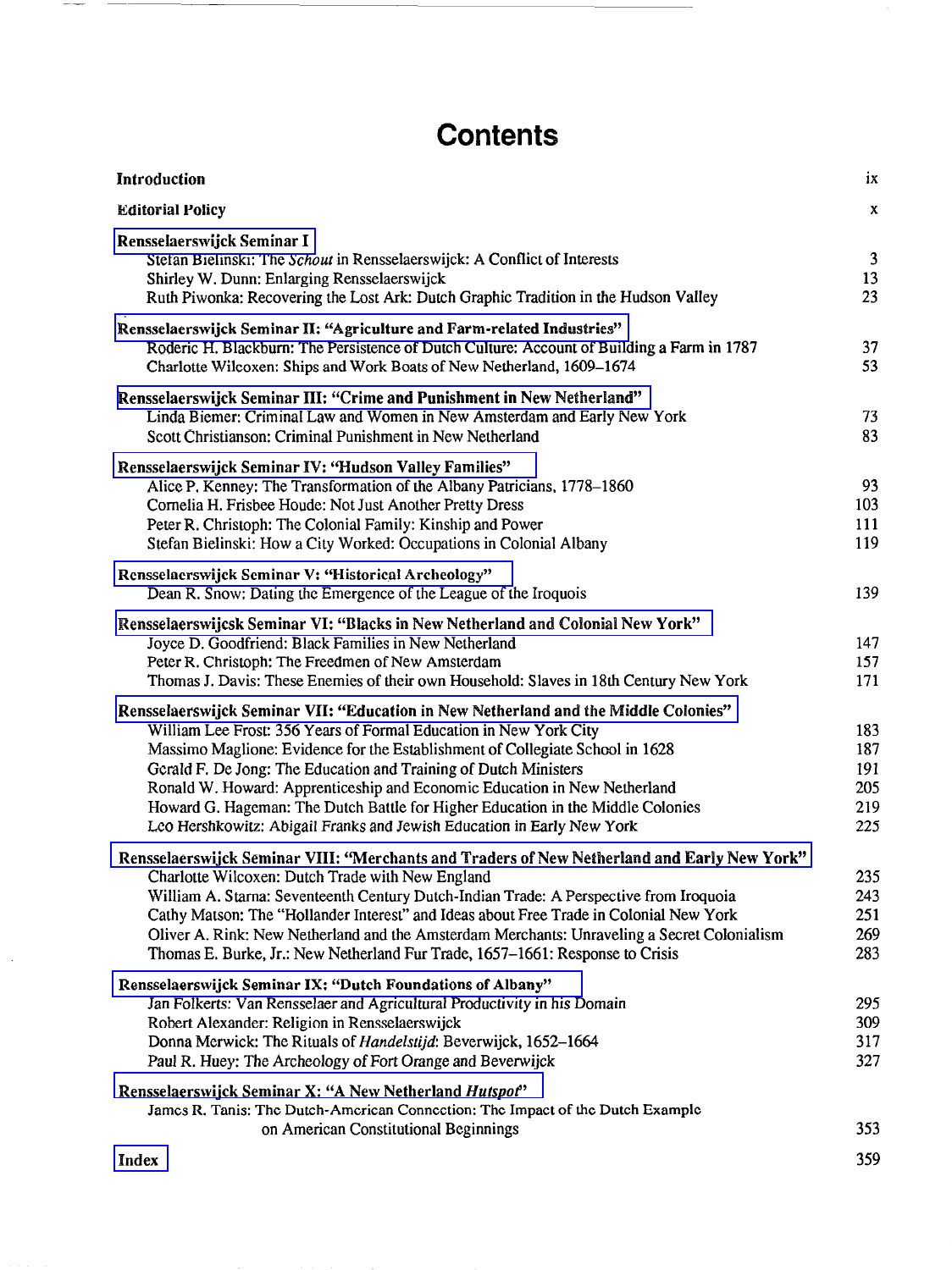# Contents

| | |
|---|---|
| **Introduction** | ix |
| **Editorial Policy** | x |
| **Rensselaerswijck Seminar I** | |
| Stefan Bielinski: The *Schout* in Rensselaerswijck: A Conflict of Interests | 3 |
| Shirley W. Dunn: Enlarging Rensselaerswijck | 13 |
| Ruth Piwonka: Recovering the Lost Ark: Dutch Graphic Tradition in the Hudson Valley | 23 |
| **Rensselaerswijck Seminar II: "Agriculture and Farm-related Industries"** | |
| Roderic H. Blackburn: The Persistence of Dutch Culture: Account of Building a Farm in 1787 | 37 |
| Charlotte Wilcoxen: Ships and Work Boats of New Netherland, 1609–1674 | 53 |
| **Rensselaerswijck Seminar III: "Crime and Punishment in New Netherland"** | |
| Linda Biemer: Criminal Law and Women in New Amsterdam and Early New York | 73 |
| Scott Christianson: Criminal Punishment in New Netherland | 83 |
| **Rensselaerswijck Seminar IV: "Hudson Valley Families"** | |
| Alice P. Kenney: The Transformation of the Albany Patricians, 1778–1860 | 93 |
| Cornelia H. Frisbee Houde: Not Just Another Pretty Dress | 103 |
| Peter R. Christoph: The Colonial Family: Kinship and Power | 111 |
| Stefan Bielinski: How a City Worked: Occupations in Colonial Albany | 119 |
| **Rensselaerswijck Seminar V: "Historical Archeology"** | |
| Dean R. Snow: Dating the Emergence of the League of the Iroquois | 139 |
| **Rensselaerswijcsk Seminar VI: "Blacks in New Netherland and Colonial New York"** | |
| Joyce D. Goodfriend: Black Families in New Netherland | 147 |
| Peter R. Christoph: The Freedmen of New Amsterdam | 157 |
| Thomas J. Davis: These Enemies of their own Household: Slaves in 18th Century New York | 171 |
| **Rensselaerswijck Seminar VII: "Education in New Netherland and the Middle Colonies"** | |
| William Lee Frost: 356 Years of Formal Education in New York City | 183 |
| Massimo Maglione: Evidence for the Establishment of Collegiate School in 1628 | 187 |
| Gerald F. De Jong: The Education and Training of Dutch Ministers | 191 |
| Ronald W. Howard: Apprenticeship and Economic Education in New Netherland | 205 |
| Howard G. Hageman: The Dutch Battle for Higher Education in the Middle Colonies | 219 |
| Leo Hershkowitz: Abigail Franks and Jewish Education in Early New York | 225 |
| **Rensselaerswijck Seminar VIII: "Merchants and Traders of New Netherland and Early New York"** | |
| Charlotte Wilcoxen: Dutch Trade with New England | 235 |
| William A. Starna: Seventeenth Century Dutch-Indian Trade: A Perspective from Iroquoia | 243 |
| Cathy Matson: The "Hollander Interest" and Ideas about Free Trade in Colonial New York | 251 |
| Oliver A. Rink: New Netherland and the Amsterdam Merchants: Unraveling a Secret Colonialism | 269 |
| Thomas E. Burke, Jr.: New Netherland Fur Trade, 1657–1661: Response to Crisis | 283 |
| **Rensselaerswijck Seminar IX: "Dutch Foundations of Albany"** | |
| Jan Folkerts: Van Rensselaer and Agricultural Productivity in his Domain | 295 |
| Robert Alexander: Religion in Rensselaerswijck | 309 |
| Donna Merwick: The Rituals of *Handelstijd*: Beverwijck, 1652–1664 | 317 |
| Paul R. Huey: The Archeology of Fort Orange and Beverwijck | 327 |
| **Rensselaerswijck Seminar X: "A New Netherland *Hutspot*"** | |
| James R. Tanis: The Dutch-American Connection: The Impact of the Dutch Example on American Constitutional Beginnings | 353 |
| **Index** | 359 |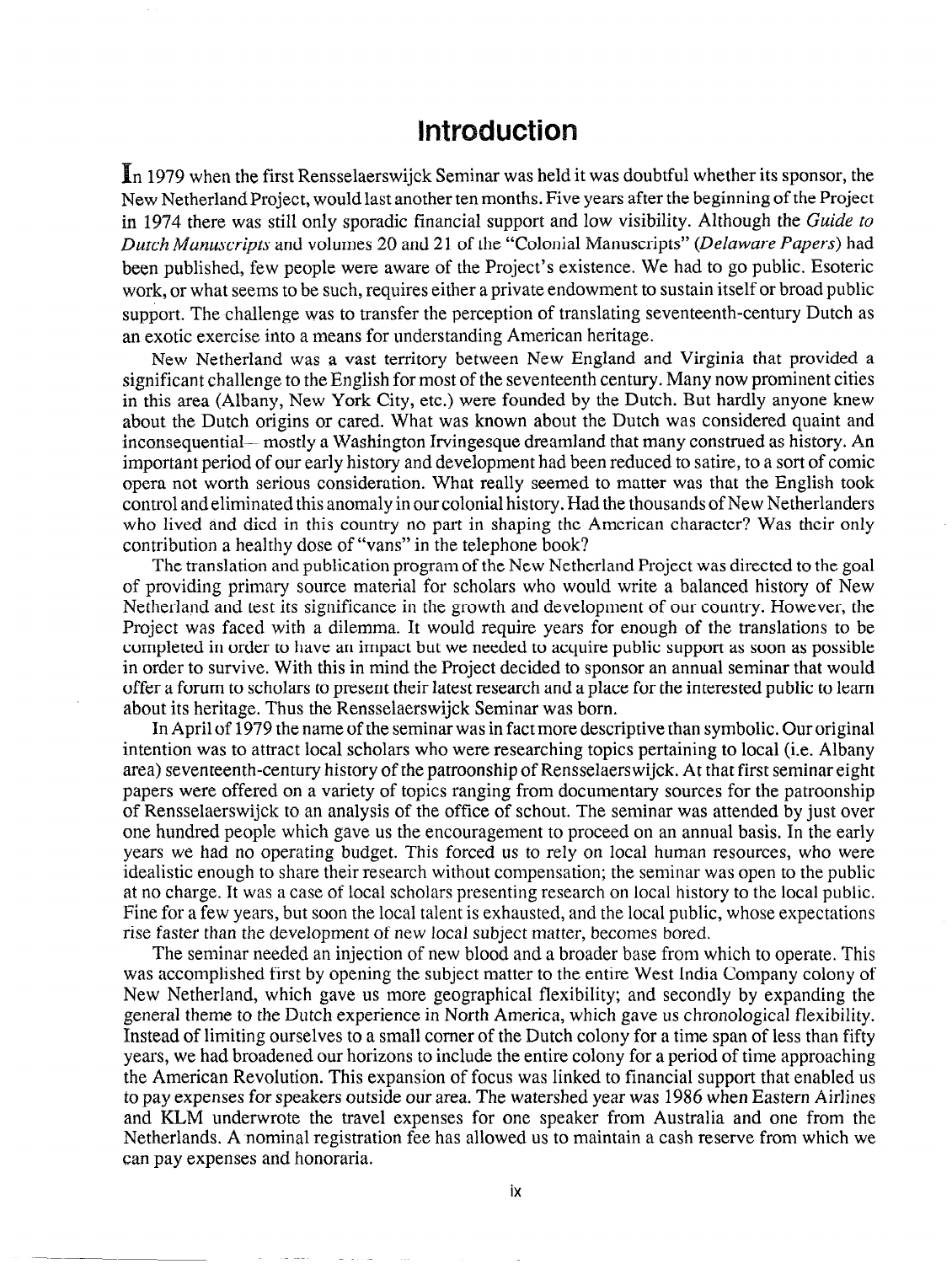# Introduction

In 1979 when the first Rensselaerswijck Seminar was held it was doubtful whether its sponsor, the New Netherland Project, would last another ten months. Five years after the beginning of the Project in 1974 there was still only sporadic financial support and low visibility. Although the *Guide to Dutch Manuscripts* and volumes 20 and 21 of the "Colonial Manuscripts" (*Delaware Papers*) had been published, few people were aware of the Project's existence. We had to go public. Esoteric work, or what seems to be such, requires either a private endowment to sustain itself or broad public support. The challenge was to transfer the perception of translating seventeenth-century Dutch as an exotic exercise into a means for understanding American heritage.

New Netherland was a vast territory between New England and Virginia that provided a significant challenge to the English for most of the seventeenth century. Many now prominent cities in this area (Albany, New York City, etc.) were founded by the Dutch. But hardly anyone knew about the Dutch origins or cared. What was known about the Dutch was considered quaint and inconsequential— mostly a Washington Irvingesque dreamland that many construed as history. An important period of our early history and development had been reduced to satire, to a sort of comic opera not worth serious consideration. What really seemed to matter was that the English took control and eliminated this anomaly in our colonial history. Had the thousands of New Netherlanders who lived and died in this country no part in shaping the American character? Was their only contribution a healthy dose of "vans" in the telephone book?

The translation and publication program of the New Netherland Project was directed to the goal of providing primary source material for scholars who would write a balanced history of New Netherland and test its significance in the growth and development of our country. However, the Project was faced with a dilemma. It would require years for enough of the translations to be completed in order to have an impact but we needed to acquire public support as soon as possible in order to survive. With this in mind the Project decided to sponsor an annual seminar that would offer a forum to scholars to present their latest research and a place for the interested public to learn about its heritage. Thus the Rensselaerswijck Seminar was born.

In April of 1979 the name of the seminar was in fact more descriptive than symbolic. Our original intention was to attract local scholars who were researching topics pertaining to local (i.e. Albany area) seventeenth-century history of the patroonship of Rensselaerswijck. At that first seminar eight papers were offered on a variety of topics ranging from documentary sources for the patroonship of Rensselaerswijck to an analysis of the office of schout. The seminar was attended by just over one hundred people which gave us the encouragement to proceed on an annual basis. In the early years we had no operating budget. This forced us to rely on local human resources, who were idealistic enough to share their research without compensation; the seminar was open to the public at no charge. It was a case of local scholars presenting research on local history to the local public. Fine for a few years, but soon the local talent is exhausted, and the local public, whose expectations rise faster than the development of new local subject matter, becomes bored.

The seminar needed an injection of new blood and a broader base from which to operate. This was accomplished first by opening the subject matter to the entire West India Company colony of New Netherland, which gave us more geographical flexibility; and secondly by expanding the general theme to the Dutch experience in North America, which gave us chronological flexibility. Instead of limiting ourselves to a small corner of the Dutch colony for a time span of less than fifty years, we had broadened our horizons to include the entire colony for a period of time approaching the American Revolution. This expansion of focus was linked to financial support that enabled us to pay expenses for speakers outside our area. The watershed year was 1986 when Eastern Airlines and KLM underwrote the travel expenses for one speaker from Australia and one from the Netherlands. A nominal registration fee has allowed us to maintain a cash reserve from which we can pay expenses and honoraria.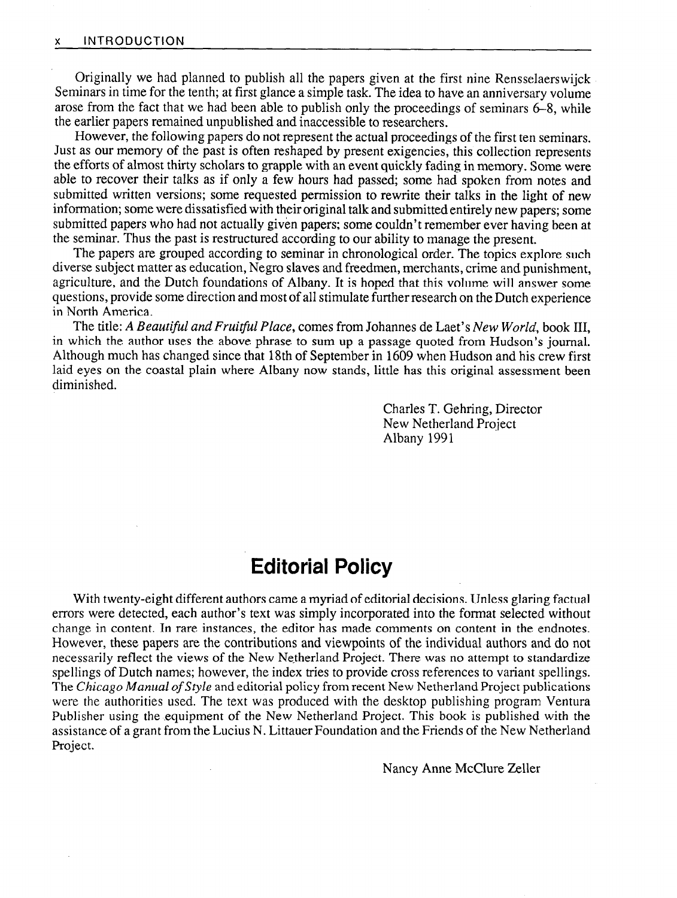Originally we had planned to publish all the papers given at the first nine Rensselaerswijck Seminars in time for the tenth; at first glance a simple task. The idea to have an anniversary volume arose from the fact that we had been able to publish only the proceedings of seminars 6–8, while the earlier papers remained unpublished and inaccessible to researchers.

However, the following papers do not represent the actual proceedings of the first ten seminars. Just as our memory of the past is often reshaped by present exigencies, this collection represents the efforts of almost thirty scholars to grapple with an event quickly fading in memory. Some were able to recover their talks as if only a few hours had passed; some had spoken from notes and submitted written versions; some requested permission to rewrite their talks in the light of new information; some were dissatisfied with their original talk and submitted entirely new papers; some submitted papers who had not actually given papers; some couldn't remember ever having been at the seminar. Thus the past is restructured according to our ability to manage the present.

The papers are grouped according to seminar in chronological order. The topics explore such diverse subject matter as education, Negro slaves and freedmen, merchants, crime and punishment, agriculture, and the Dutch foundations of Albany. It is hoped that this volume will answer some questions, provide some direction and most of all stimulate further research on the Dutch experience in North America.

The title: *A Beautiful and Fruitful Place*, comes from Johannes de Laet's *New World*, book III, in which the author uses the above phrase to sum up a passage quoted from Hudson's journal. Although much has changed since that 18th of September in 1609 when Hudson and his crew first laid eyes on the coastal plain where Albany now stands, little has this original assessment been diminished.

Charles T. Gehring, Director
New Netherland Project
Albany 1991

# Editorial Policy

With twenty-eight different authors came a myriad of editorial decisions. Unless glaring factual errors were detected, each author's text was simply incorporated into the format selected without change in content. In rare instances, the editor has made comments on content in the endnotes. However, these papers are the contributions and viewpoints of the individual authors and do not necessarily reflect the views of the New Netherland Project. There was no attempt to standardize spellings of Dutch names; however, the index tries to provide cross references to variant spellings. The *Chicago Manual of Style* and editorial policy from recent New Netherland Project publications were the authorities used. The text was produced with the desktop publishing program Ventura Publisher using the equipment of the New Netherland Project. This book is published with the assistance of a grant from the Lucius N. Littauer Foundation and the Friends of the New Netherland Project.

Nancy Anne McClure Zeller